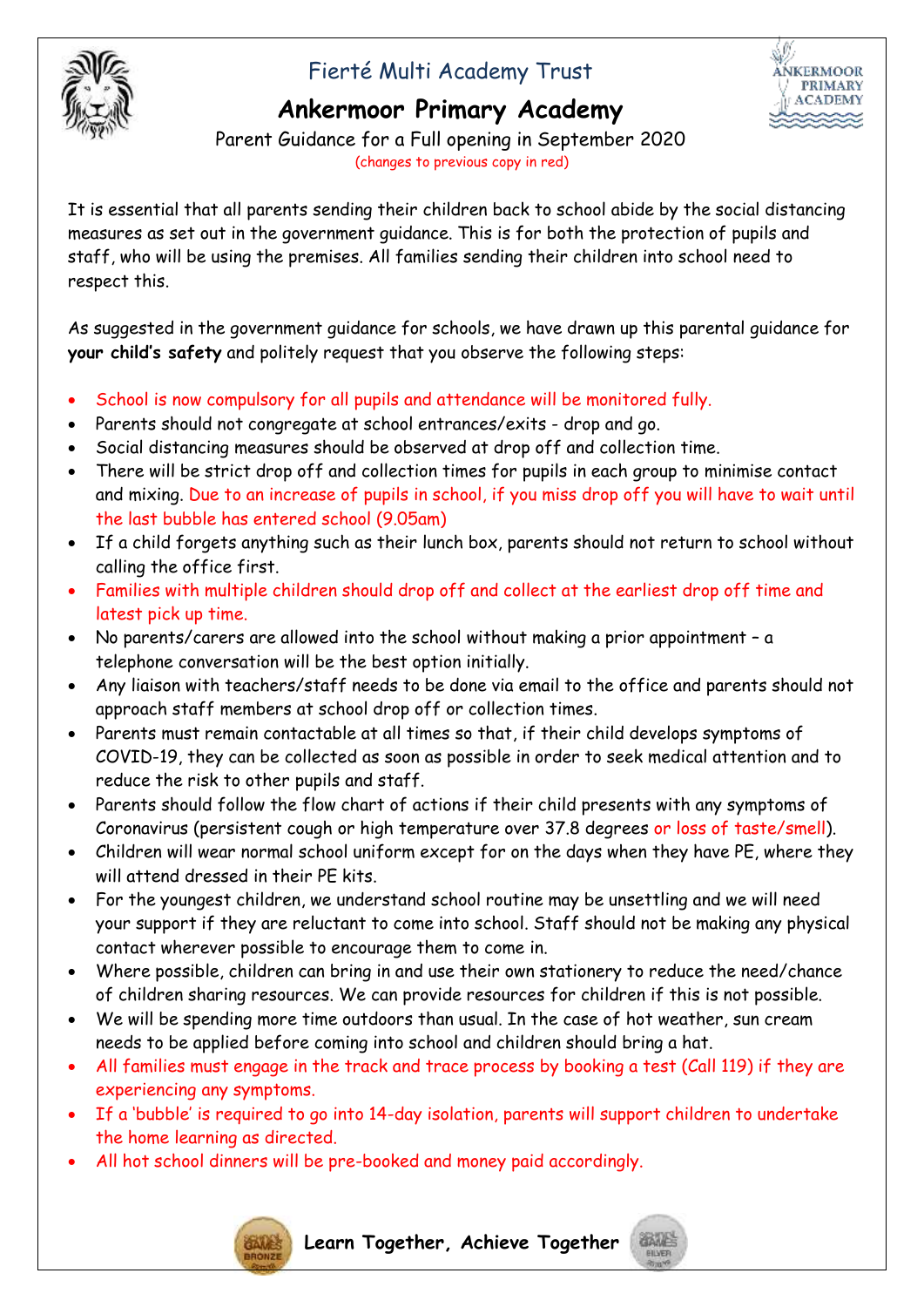# Fierté Multi Academy Trust

## Ankermoor Primary Academy

Parent Guidance for a Full opening in September 2020

(changes to previous copy in red)

It is essential that all parents sending their children back to school abide by the social distancing measures as set out in the government guidance. This is for both the protection of pupils and staff, who will be using the premises. All families sending their children into school need to respect this.

As suggested in the government guidance for schools, we have drawn up this parental guidance for **your child's safety** and politely request that you observe the following steps:

- School is now compulsory for all pupils and attendance will be monitored fully.
- Parents should not congregate at school entrances/exits - drop and go.
- Social distancing measures should be observed at drop off and collection time.
- There will be strict drop off and collection times for pupils in each group to minimise contact and mixing. Due to an increase of pupils in school, if you miss drop off you will have to wait until the last bubble has entered school (9.05am)
- If a child forgets anything such as their lunch box, parents should not return to school without calling the office first.
- Families with multiple children should drop off and collect at the earliest drop off time and latest pick up time.
- No parents/carers are allowed into the school without making a prior appointment – a telephone conversation will be the best option initially.
- Any liaison with teachers/staff needs to be done via email to the office and parents should not approach staff members at school drop off or collection times.
- Parents must remain contactable at all times so that, if their child develops symptoms of COVID-19, they can be collected as soon as possible in order to seek medical attention and to reduce the risk to other pupils and staff.
- Parents should follow the flow chart of actions if their child presents with any symptoms of Coronavirus (persistent cough or high temperature over 37.8 degrees or loss of taste/smell).
- Children will wear normal school uniform except for on the days when they have PE, where they will attend dressed in their PE kits.
- For the youngest children, we understand school routine may be unsettling and we will need your support if they are reluctant to come into school. Staff should not be making any physical contact wherever possible to encourage them to come in.
- Where possible, children can bring in and use their own stationery to reduce the need/chance of children sharing resources. We can provide resources for children if this is not possible.
- We will be spending more time outdoors than usual. In the case of hot weather, sun cream needs to be applied before coming into school and children should bring a hat.
- All families must engage in the track and trace process by booking a test (Call 119) if they are experiencing any symptoms.
- If a 'bubble' is required to go into 14-day isolation, parents will support children to undertake the home learning as directed.
- All hot school dinners will be pre-booked and money paid accordingly.

**Learn Together, Achieve Together**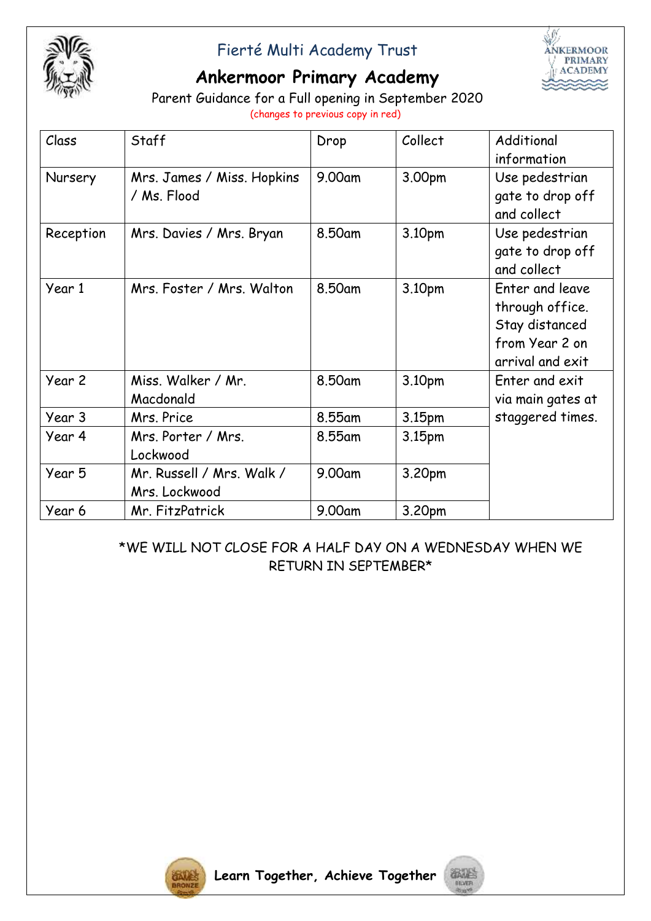Fierté Multi Academy Trust

# Ankermoor Primary Academy

Parent Guidance for a Full opening in September 2020

(changes to previous copy in red)

| Class | Staff | Drop | Collect | Additional information |
|---|---|---|---|---|
| Nursery | Mrs. James / Miss. Hopkins / Ms. Flood | 9.00am | 3.00pm | Use pedestrian gate to drop off and collect |
| Reception | Mrs. Davies / Mrs. Bryan | 8.50am | 3.10pm | Use pedestrian gate to drop off and collect |
| Year 1 | Mrs. Foster / Mrs. Walton | 8.50am | 3.10pm | Enter and leave through office. Stay distanced from Year 2 on arrival and exit |
| Year 2 | Miss. Walker / Mr. Macdonald | 8.50am | 3.10pm | Enter and exit via main gates at staggered times. |
| Year 3 | Mrs. Price | 8.55am | 3.15pm | |
| Year 4 | Mrs. Porter / Mrs. Lockwood | 8.55am | 3.15pm | |
| Year 5 | Mr. Russell / Mrs. Walk / Mrs. Lockwood | 9.00am | 3.20pm | |
| Year 6 | Mr. FitzPatrick | 9.00am | 3.20pm | |

*WE WILL NOT CLOSE FOR A HALF DAY ON A WEDNESDAY WHEN WE RETURN IN SEPTEMBER*

**Learn Together, Achieve Together**